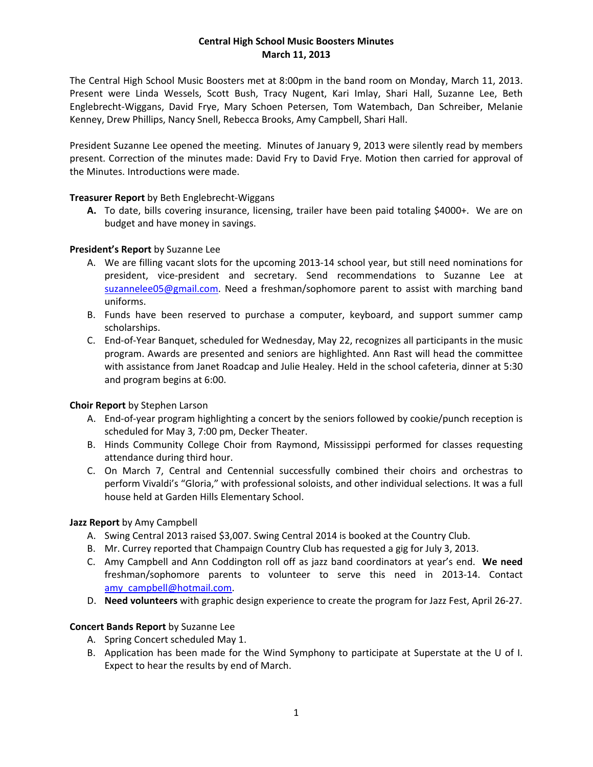# Central High School Music Boosters Minutes
## March 11, 2013

The Central High School Music Boosters met at 8:00pm in the band room on Monday, March 11, 2013. Present were Linda Wessels, Scott Bush, Tracy Nugent, Kari Imlay, Shari Hall, Suzanne Lee, Beth Englebrecht-Wiggans, David Frye, Mary Schoen Petersen, Tom Watembach, Dan Schreiber, Melanie Kenney, Drew Phillips, Nancy Snell, Rebecca Brooks, Amy Campbell, Shari Hall.

President Suzanne Lee opened the meeting. Minutes of January 9, 2013 were silently read by members present. Correction of the minutes made: David Fry to David Frye. Motion then carried for approval of the Minutes. Introductions were made.

**Treasurer Report** by Beth Englebrecht-Wiggans

A. To date, bills covering insurance, licensing, trailer have been paid totaling $4000+. We are on budget and have money in savings.

**President's Report** by Suzanne Lee

A. We are filling vacant slots for the upcoming 2013-14 school year, but still need nominations for president, vice-president and secretary. Send recommendations to Suzanne Lee at suzannelee05@gmail.com. Need a freshman/sophomore parent to assist with marching band uniforms.
B. Funds have been reserved to purchase a computer, keyboard, and support summer camp scholarships.
C. End-of-Year Banquet, scheduled for Wednesday, May 22, recognizes all participants in the music program. Awards are presented and seniors are highlighted. Ann Rast will head the committee with assistance from Janet Roadcap and Julie Healey. Held in the school cafeteria, dinner at 5:30 and program begins at 6:00.

**Choir Report** by Stephen Larson

A. End-of-year program highlighting a concert by the seniors followed by cookie/punch reception is scheduled for May 3, 7:00 pm, Decker Theater.
B. Hinds Community College Choir from Raymond, Mississippi performed for classes requesting attendance during third hour.
C. On March 7, Central and Centennial successfully combined their choirs and orchestras to perform Vivaldi's "Gloria," with professional soloists, and other individual selections. It was a full house held at Garden Hills Elementary School.

**Jazz Report** by Amy Campbell

A. Swing Central 2013 raised $3,007. Swing Central 2014 is booked at the Country Club.
B. Mr. Currey reported that Champaign Country Club has requested a gig for July 3, 2013.
C. Amy Campbell and Ann Coddington roll off as jazz band coordinators at year's end. **We need** freshman/sophomore parents to volunteer to serve this need in 2013-14. Contact amy_campbell@hotmail.com.
D. **Need volunteers** with graphic design experience to create the program for Jazz Fest, April 26-27.

**Concert Bands Report** by Suzanne Lee

A. Spring Concert scheduled May 1.
B. Application has been made for the Wind Symphony to participate at Superstate at the U of I. Expect to hear the results by end of March.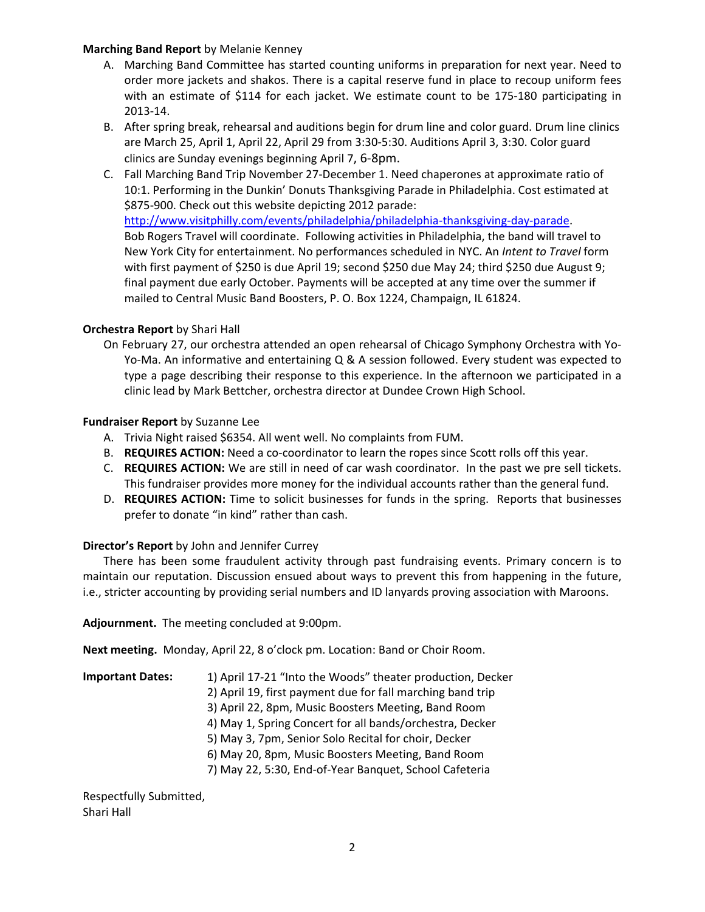**Marching Band Report** by Melanie Kenney

A. Marching Band Committee has started counting uniforms in preparation for next year. Need to order more jackets and shakos. There is a capital reserve fund in place to recoup uniform fees with an estimate of $114 for each jacket. We estimate count to be 175-180 participating in 2013-14.
B. After spring break, rehearsal and auditions begin for drum line and color guard. Drum line clinics are March 25, April 1, April 22, April 29 from 3:30-5:30. Auditions April 3, 3:30. Color guard clinics are Sunday evenings beginning April 7, 6-8pm.
C. Fall Marching Band Trip November 27-December 1. Need chaperones at approximate ratio of 10:1. Performing in the Dunkin' Donuts Thanksgiving Parade in Philadelphia. Cost estimated at $875-900. Check out this website depicting 2012 parade: http://www.visitphilly.com/events/philadelphia/philadelphia-thanksgiving-day-parade. Bob Rogers Travel will coordinate. Following activities in Philadelphia, the band will travel to New York City for entertainment. No performances scheduled in NYC. An *Intent to Travel* form with first payment of $250 is due April 19; second $250 due May 24; third $250 due August 9; final payment due early October. Payments will be accepted at any time over the summer if mailed to Central Music Band Boosters, P. O. Box 1224, Champaign, IL 61824.

**Orchestra Report** by Shari Hall

On February 27, our orchestra attended an open rehearsal of Chicago Symphony Orchestra with Yo-Yo-Ma. An informative and entertaining Q & A session followed. Every student was expected to type a page describing their response to this experience. In the afternoon we participated in a clinic lead by Mark Bettcher, orchestra director at Dundee Crown High School.

**Fundraiser Report** by Suzanne Lee

A. Trivia Night raised $6354. All went well. No complaints from FUM.
B. **REQUIRES ACTION:** Need a co-coordinator to learn the ropes since Scott rolls off this year.
C. **REQUIRES ACTION:** We are still in need of car wash coordinator. In the past we pre sell tickets. This fundraiser provides more money for the individual accounts rather than the general fund.
D. **REQUIRES ACTION:** Time to solicit businesses for funds in the spring. Reports that businesses prefer to donate "in kind" rather than cash.

**Director's Report** by John and Jennifer Currey

There has been some fraudulent activity through past fundraising events. Primary concern is to maintain our reputation. Discussion ensued about ways to prevent this from happening in the future, i.e., stricter accounting by providing serial numbers and ID lanyards proving association with Maroons.

**Adjournment.** The meeting concluded at 9:00pm.

**Next meeting.** Monday, April 22, 8 o'clock pm. Location: Band or Choir Room.

**Important Dates:**

1) April 17-21 "Into the Woods" theater production, Decker
2) April 19, first payment due for fall marching band trip
3) April 22, 8pm, Music Boosters Meeting, Band Room
4) May 1, Spring Concert for all bands/orchestra, Decker
5) May 3, 7pm, Senior Solo Recital for choir, Decker
6) May 20, 8pm, Music Boosters Meeting, Band Room
7) May 22, 5:30, End-of-Year Banquet, School Cafeteria

Respectfully Submitted,
Shari Hall